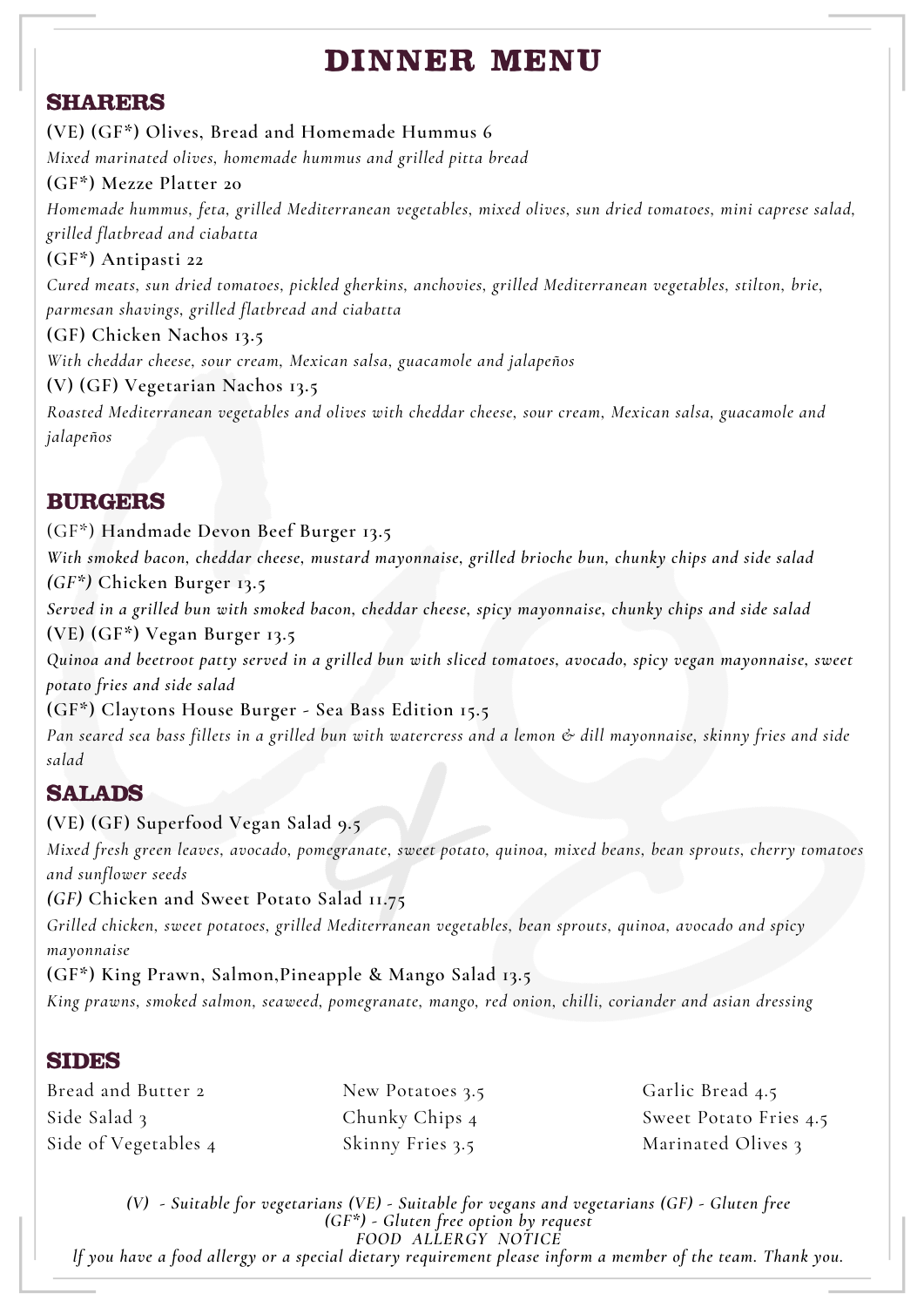# DINNER MENU

## SHARERS

(VE) (GF*) Olives, Bread and Homemade Hummus 6

*Mixed marinated olives, homemade hummus and grilled pitta bread*

(GF*) Mezze Platter 20

*Homemade hummus, feta, grilled Mediterranean vegetables, mixed olives, sun dried tomatoes, mini caprese salad, grilled flatbread and ciabatta*

(GF*) Antipasti 22

*Cured meats, sun dried tomatoes, pickled gherkins, anchovies, grilled Mediterranean vegetables, stilton, brie, parmesan shavings, grilled flatbread and ciabatta*

(GF) Chicken Nachos 13.5

*With cheddar cheese, sour cream, Mexican salsa, guacamole and jalapeños*

(V) (GF) Vegetarian Nachos 13.5

*Roasted Mediterranean vegetables and olives with cheddar cheese, sour cream, Mexican salsa, guacamole and jalapeños*

## BURGERS

(GF*) Handmade Devon Beef Burger 13.5

*With smoked bacon, cheddar cheese, mustard mayonnaise, grilled brioche bun, chunky chips and side salad*

*(GF*)* Chicken Burger 13.5

*Served in a grilled bun with smoked bacon, cheddar cheese, spicy mayonnaise, chunky chips and side salad*

(VE) (GF*) Vegan Burger 13.5

*Quinoa and beetroot patty served in a grilled bun with sliced tomatoes, avocado, spicy vegan mayonnaise, sweet potato fries and side salad*

(GF*) Claytons House Burger - Sea Bass Edition 15.5

*Pan seared sea bass fillets in a grilled bun with watercress and a lemon & dill mayonnaise, skinny fries and side salad*

## SALADS

(VE) (GF) Superfood Vegan Salad 9.5

*Mixed fresh green leaves, avocado, pomegranate, sweet potato, quinoa, mixed beans, bean sprouts, cherry tomatoes and sunflower seeds*

*(GF)* Chicken and Sweet Potato Salad 11.75

*Grilled chicken, sweet potatoes, grilled Mediterranean vegetables, bean sprouts, quinoa, avocado and spicy mayonnaise*

(GF*) King Prawn, Salmon,Pineapple & Mango Salad 13.5

*King prawns, smoked salmon, seaweed, pomegranate, mango, red onion, chilli, coriander and asian dressing*

## SIDES

Bread and Butter 2
Side Salad 3
Side of Vegetables 4
New Potatoes 3.5
Chunky Chips 4
Skinny Fries 3.5
Garlic Bread 4.5
Sweet Potato Fries 4.5
Marinated Olives 3

*(V) - Suitable for vegetarians (VE) - Suitable for vegans and vegetarians (GF) - Gluten free*
*(GF*) - Gluten free option by request*
*FOOD ALLERGY NOTICE*
*If you have a food allergy or a special dietary requirement please inform a member of the team. Thank you.*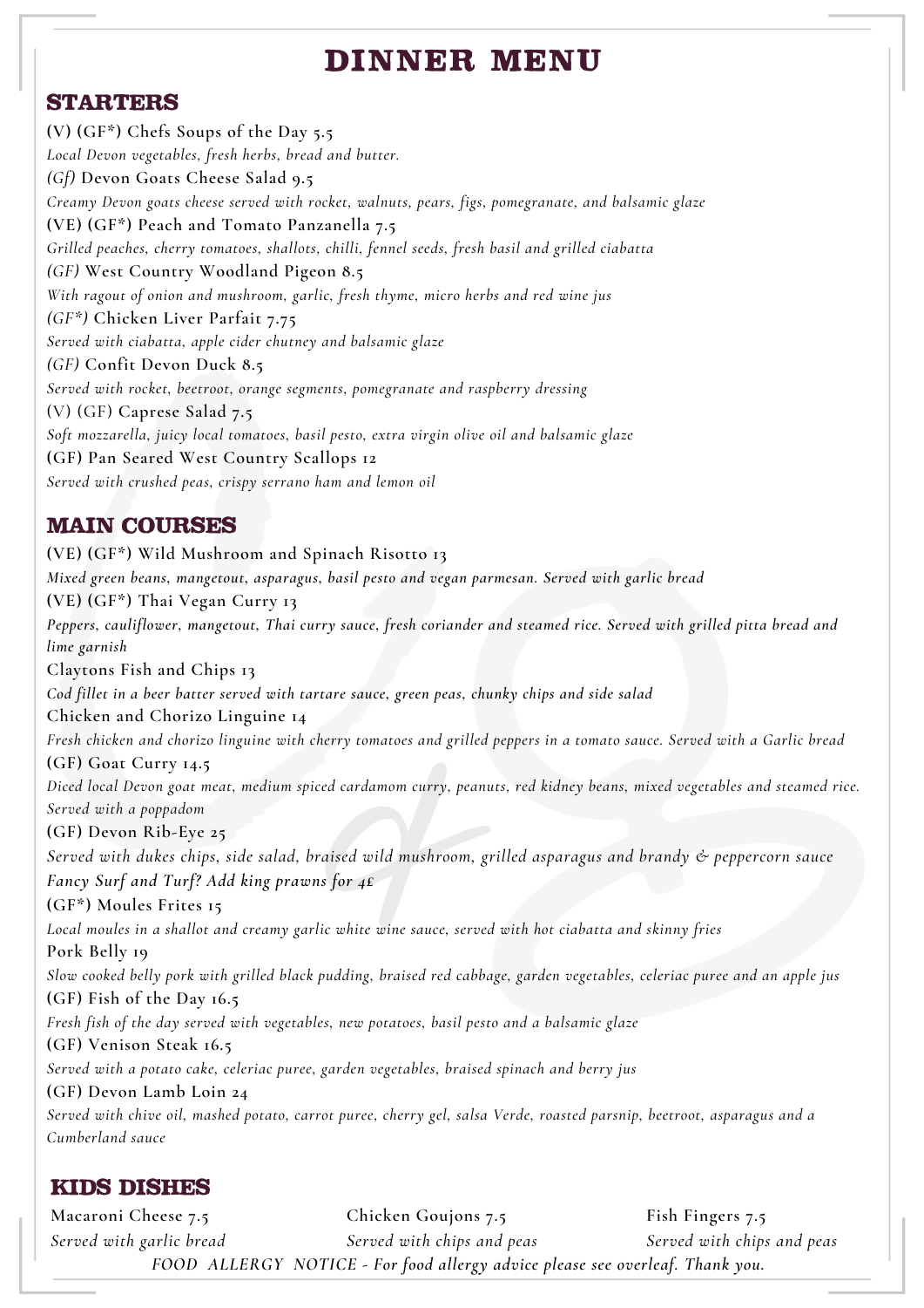# DINNER MENU

## STARTERS

(V) (GF*) Chefs Soups of the Day 5.5
*Local Devon vegetables, fresh herbs, bread and butter.*

*(Gf)* Devon Goats Cheese Salad 9.5
*Creamy Devon goats cheese served with rocket, walnuts, pears, figs, pomegranate, and balsamic glaze*

(VE) (GF*) Peach and Tomato Panzanella 7.5
*Grilled peaches, cherry tomatoes, shallots, chilli, fennel seeds, fresh basil and grilled ciabatta*

*(GF)* West Country Woodland Pigeon 8.5
*With ragout of onion and mushroom, garlic, fresh thyme, micro herbs and red wine jus*

*(GF*)* Chicken Liver Parfait 7.75
*Served with ciabatta, apple cider chutney and balsamic glaze*

*(GF)* Confit Devon Duck 8.5
*Served with rocket, beetroot, orange segments, pomegranate and raspberry dressing*

(V) (GF) Caprese Salad 7.5
*Soft mozzarella, juicy local tomatoes, basil pesto, extra virgin olive oil and balsamic glaze*

(GF) Pan Seared West Country Scallops 12
*Served with crushed peas, crispy serrano ham and lemon oil*

## MAIN COURSES

(VE) (GF*) Wild Mushroom and Spinach Risotto 13
*Mixed green beans, mangetout, asparagus, basil pesto and vegan parmesan. Served with garlic bread*

(VE) (GF*) Thai Vegan Curry 13
*Peppers, cauliflower, mangetout, Thai curry sauce, fresh coriander and steamed rice. Served with grilled pitta bread and lime garnish*

Claytons Fish and Chips 13
*Cod fillet in a beer batter served with tartare sauce, green peas, chunky chips and side salad*

Chicken and Chorizo Linguine 14
*Fresh chicken and chorizo linguine with cherry tomatoes and grilled peppers in a tomato sauce. Served with a Garlic bread*

(GF) Goat Curry 14.5
*Diced local Devon goat meat, medium spiced cardamom curry, peanuts, red kidney beans, mixed vegetables and steamed rice. Served with a poppadom*

(GF) Devon Rib-Eye 25
*Served with dukes chips, side salad, braised wild mushroom, grilled asparagus and brandy & peppercorn sauce*
*Fancy Surf and Turf? Add king prawns for 4£*

(GF*) Moules Frites 15
*Local moules in a shallot and creamy garlic white wine sauce, served with hot ciabatta and skinny fries*

Pork Belly 19
*Slow cooked belly pork with grilled black pudding, braised red cabbage, garden vegetables, celeriac puree and an apple jus*

(GF) Fish of the Day 16.5
*Fresh fish of the day served with vegetables, new potatoes, basil pesto and a balsamic glaze*

(GF) Venison Steak 16.5
*Served with a potato cake, celeriac puree, garden vegetables, braised spinach and berry jus*

(GF) Devon Lamb Loin 24
*Served with chive oil, mashed potato, carrot puree, cherry gel, salsa Verde, roasted parsnip, beetroot, asparagus and a Cumberland sauce*

## KIDS DISHES

Macaroni Cheese 7.5
*Served with garlic bread*

Chicken Goujons 7.5
*Served with chips and peas*

Fish Fingers 7.5
*Served with chips and peas*

*FOOD ALLERGY NOTICE - For food allergy advice please see overleaf. Thank you.*